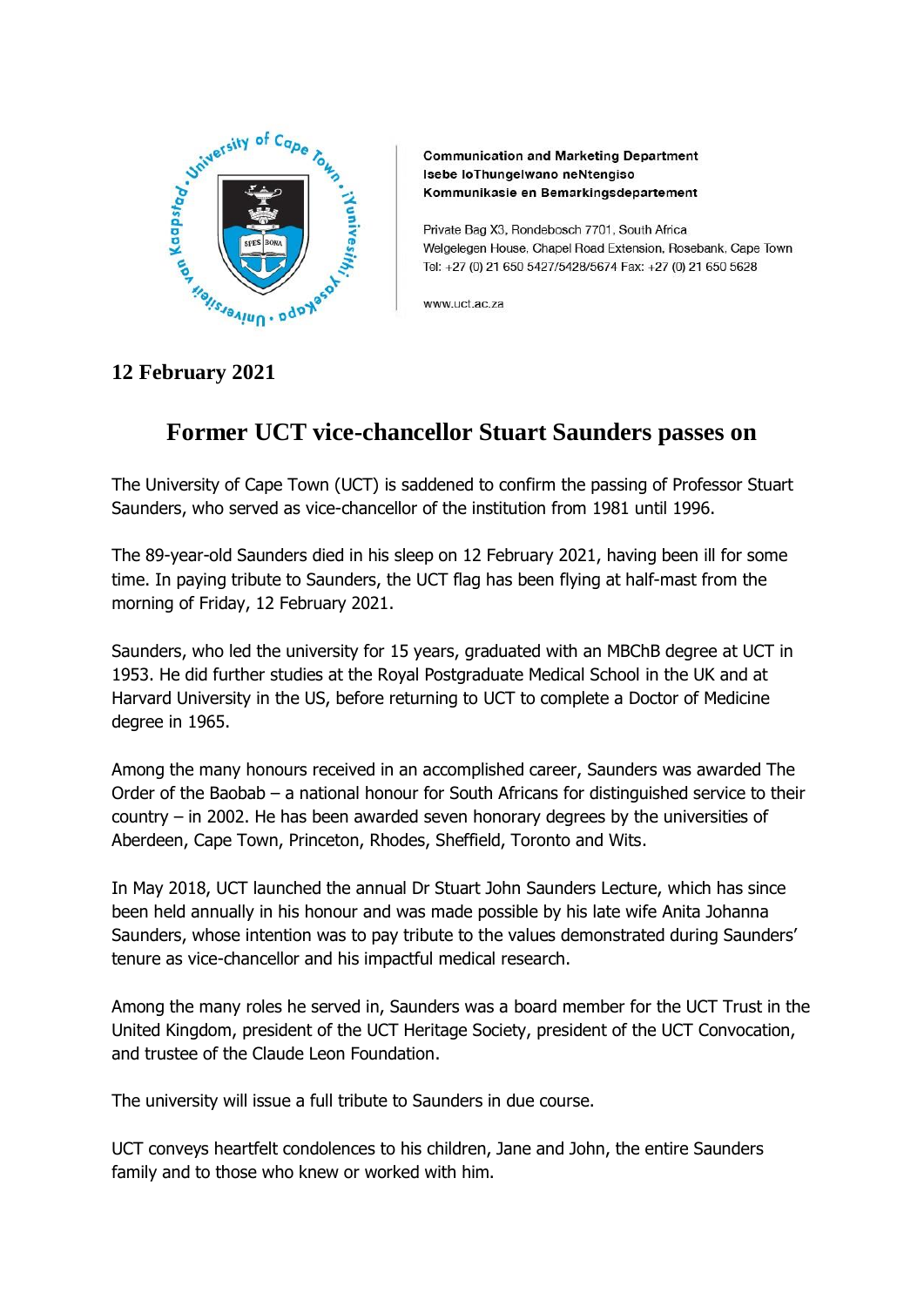**Communication and Marketing Department**
**Isebe loThungelwano neNtengiso**
**Kommunikasie en Bemarkingsdepartement**

Private Bag X3, Rondebosch 7701, South Africa
Welgelegen House, Chapel Road Extension, Rosebank, Cape Town
Tel: +27 (0) 21 650 5427/5428/5674 Fax: +27 (0) 21 650 5628

www.uct.ac.za

**12 February 2021**

# Former UCT vice-chancellor Stuart Saunders passes on

The University of Cape Town (UCT) is saddened to confirm the passing of Professor Stuart Saunders, who served as vice-chancellor of the institution from 1981 until 1996.

The 89-year-old Saunders died in his sleep on 12 February 2021, having been ill for some time. In paying tribute to Saunders, the UCT flag has been flying at half-mast from the morning of Friday, 12 February 2021.

Saunders, who led the university for 15 years, graduated with an MBChB degree at UCT in 1953. He did further studies at the Royal Postgraduate Medical School in the UK and at Harvard University in the US, before returning to UCT to complete a Doctor of Medicine degree in 1965.

Among the many honours received in an accomplished career, Saunders was awarded The Order of the Baobab – a national honour for South Africans for distinguished service to their country – in 2002. He has been awarded seven honorary degrees by the universities of Aberdeen, Cape Town, Princeton, Rhodes, Sheffield, Toronto and Wits.

In May 2018, UCT launched the annual Dr Stuart John Saunders Lecture, which has since been held annually in his honour and was made possible by his late wife Anita Johanna Saunders, whose intention was to pay tribute to the values demonstrated during Saunders' tenure as vice-chancellor and his impactful medical research.

Among the many roles he served in, Saunders was a board member for the UCT Trust in the United Kingdom, president of the UCT Heritage Society, president of the UCT Convocation, and trustee of the Claude Leon Foundation.

The university will issue a full tribute to Saunders in due course.

UCT conveys heartfelt condolences to his children, Jane and John, the entire Saunders family and to those who knew or worked with him.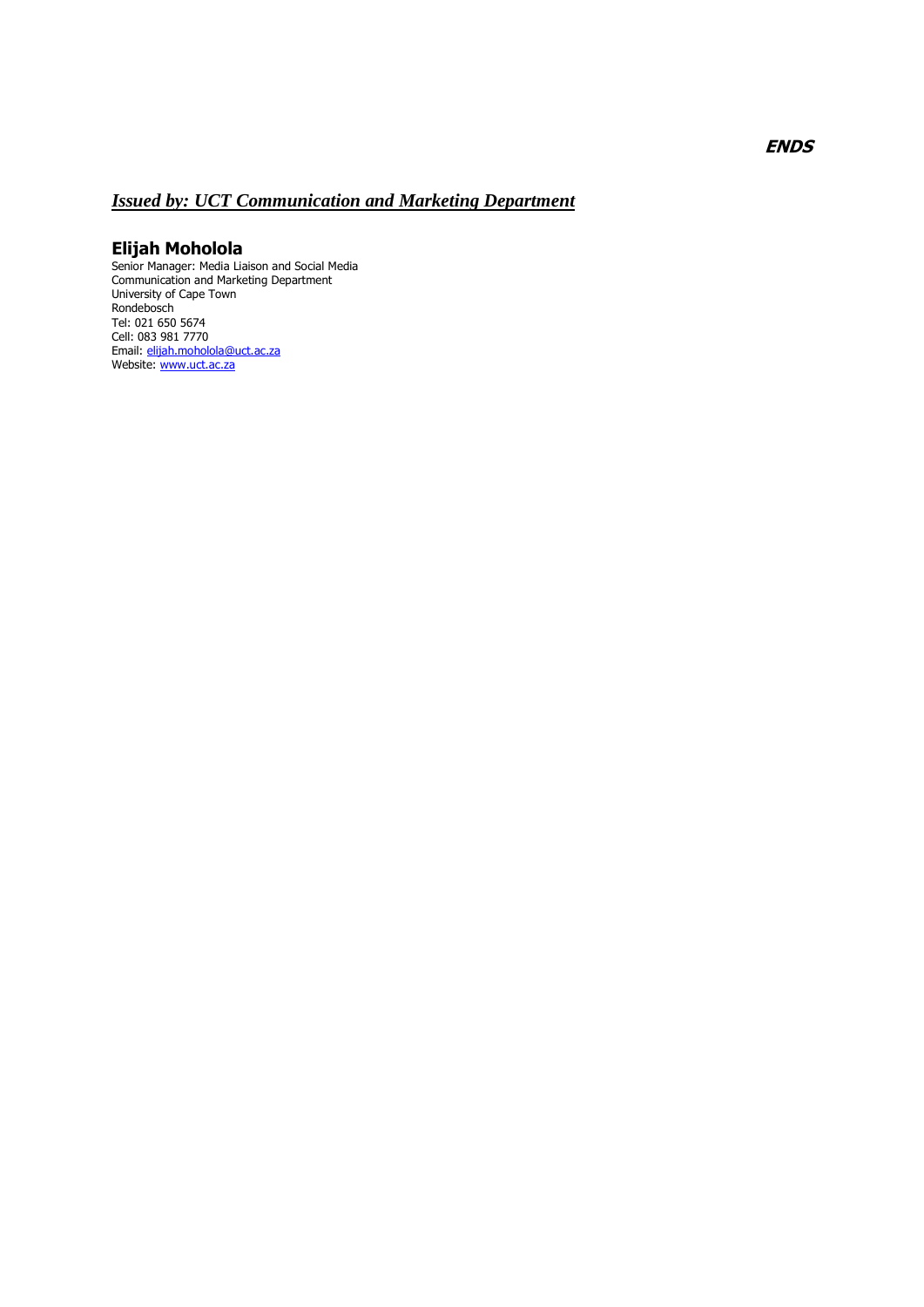***ENDS***

***Issued by: UCT Communication and Marketing Department***

**Elijah Moholola**

Senior Manager: Media Liaison and Social Media
Communication and Marketing Department
University of Cape Town
Rondebosch
Tel: 021 650 5674
Cell: 083 981 7770
Email: elijah.moholola@uct.ac.za
Website: www.uct.ac.za